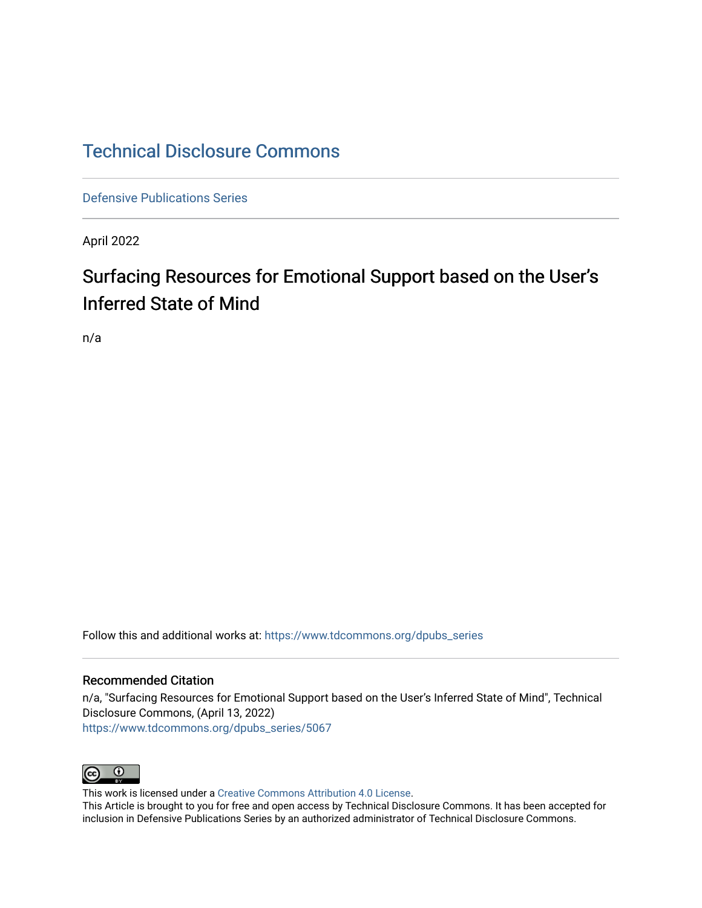# Technical Disclosure Commons

Defensive Publications Series

April 2022

## Surfacing Resources for Emotional Support based on the User's Inferred State of Mind

n/a

Follow this and additional works at: https://www.tdcommons.org/dpubs_series

### Recommended Citation

n/a, "Surfacing Resources for Emotional Support based on the User's Inferred State of Mind", Technical Disclosure Commons, (April 13, 2022)
https://www.tdcommons.org/dpubs_series/5067

This work is licensed under a Creative Commons Attribution 4.0 License.
This Article is brought to you for free and open access by Technical Disclosure Commons. It has been accepted for inclusion in Defensive Publications Series by an authorized administrator of Technical Disclosure Commons.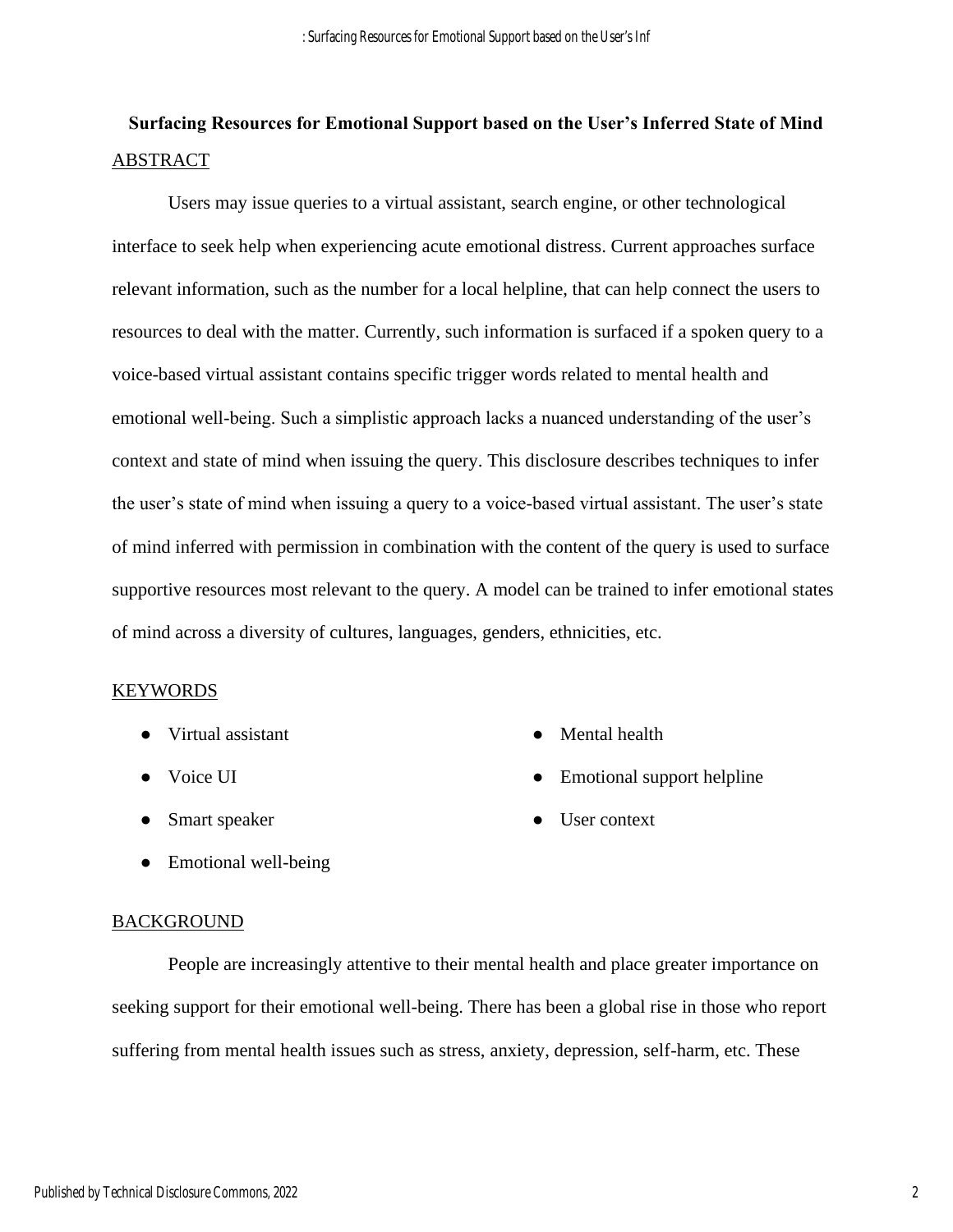# Surfacing Resources for Emotional Support based on the User's Inferred State of Mind

## ABSTRACT

Users may issue queries to a virtual assistant, search engine, or other technological interface to seek help when experiencing acute emotional distress. Current approaches surface relevant information, such as the number for a local helpline, that can help connect the users to resources to deal with the matter. Currently, such information is surfaced if a spoken query to a voice-based virtual assistant contains specific trigger words related to mental health and emotional well-being. Such a simplistic approach lacks a nuanced understanding of the user's context and state of mind when issuing the query. This disclosure describes techniques to infer the user's state of mind when issuing a query to a voice-based virtual assistant. The user's state of mind inferred with permission in combination with the content of the query is used to surface supportive resources most relevant to the query. A model can be trained to infer emotional states of mind across a diversity of cultures, languages, genders, ethnicities, etc.

## KEYWORDS

- Virtual assistant
- Voice UI
- Smart speaker
- Emotional well-being
- Mental health
- Emotional support helpline
- User context

## BACKGROUND

People are increasingly attentive to their mental health and place greater importance on seeking support for their emotional well-being. There has been a global rise in those who report suffering from mental health issues such as stress, anxiety, depression, self-harm, etc. These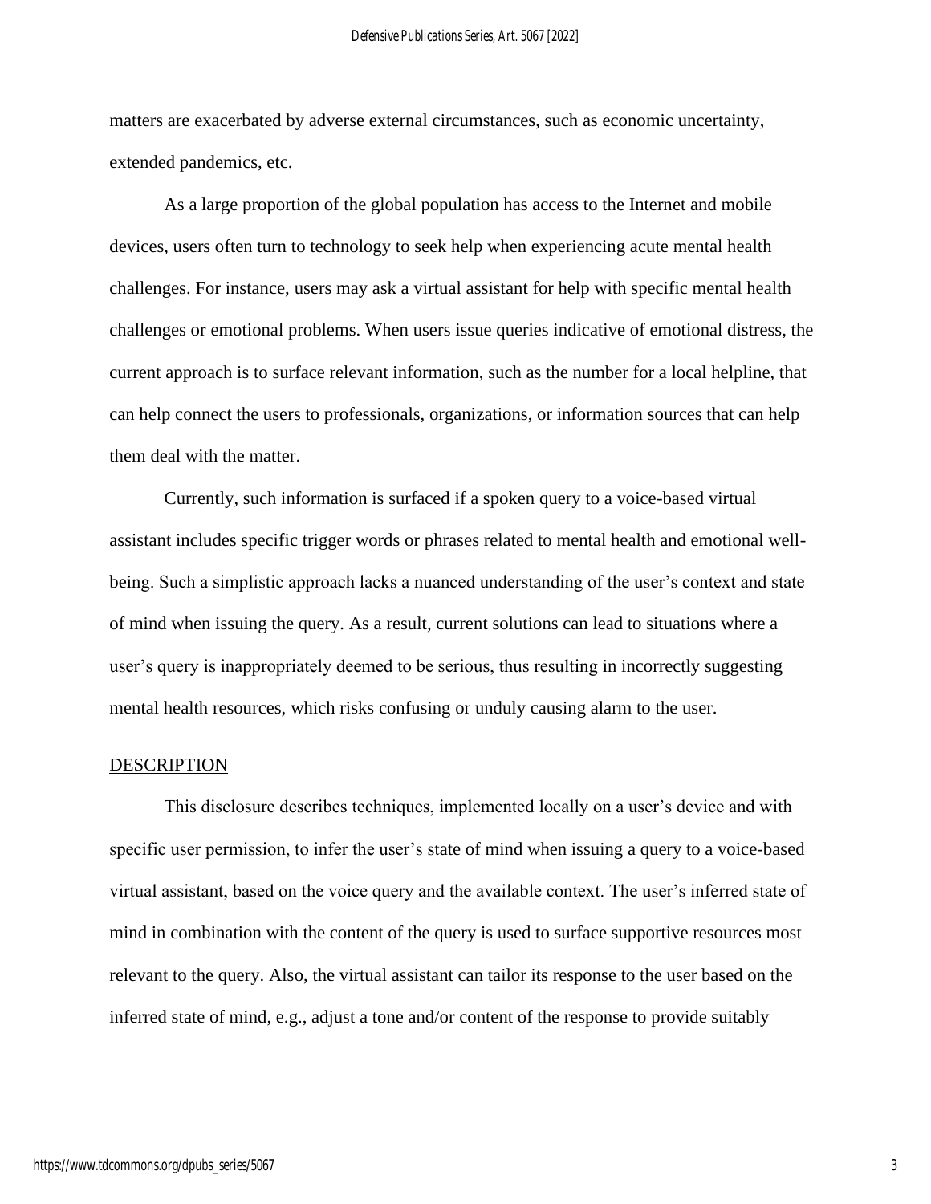matters are exacerbated by adverse external circumstances, such as economic uncertainty, extended pandemics, etc.

As a large proportion of the global population has access to the Internet and mobile devices, users often turn to technology to seek help when experiencing acute mental health challenges. For instance, users may ask a virtual assistant for help with specific mental health challenges or emotional problems. When users issue queries indicative of emotional distress, the current approach is to surface relevant information, such as the number for a local helpline, that can help connect the users to professionals, organizations, or information sources that can help them deal with the matter.

Currently, such information is surfaced if a spoken query to a voice-based virtual assistant includes specific trigger words or phrases related to mental health and emotional well-being. Such a simplistic approach lacks a nuanced understanding of the user's context and state of mind when issuing the query. As a result, current solutions can lead to situations where a user's query is inappropriately deemed to be serious, thus resulting in incorrectly suggesting mental health resources, which risks confusing or unduly causing alarm to the user.

## DESCRIPTION

This disclosure describes techniques, implemented locally on a user's device and with specific user permission, to infer the user's state of mind when issuing a query to a voice-based virtual assistant, based on the voice query and the available context. The user's inferred state of mind in combination with the content of the query is used to surface supportive resources most relevant to the query. Also, the virtual assistant can tailor its response to the user based on the inferred state of mind, e.g., adjust a tone and/or content of the response to provide suitably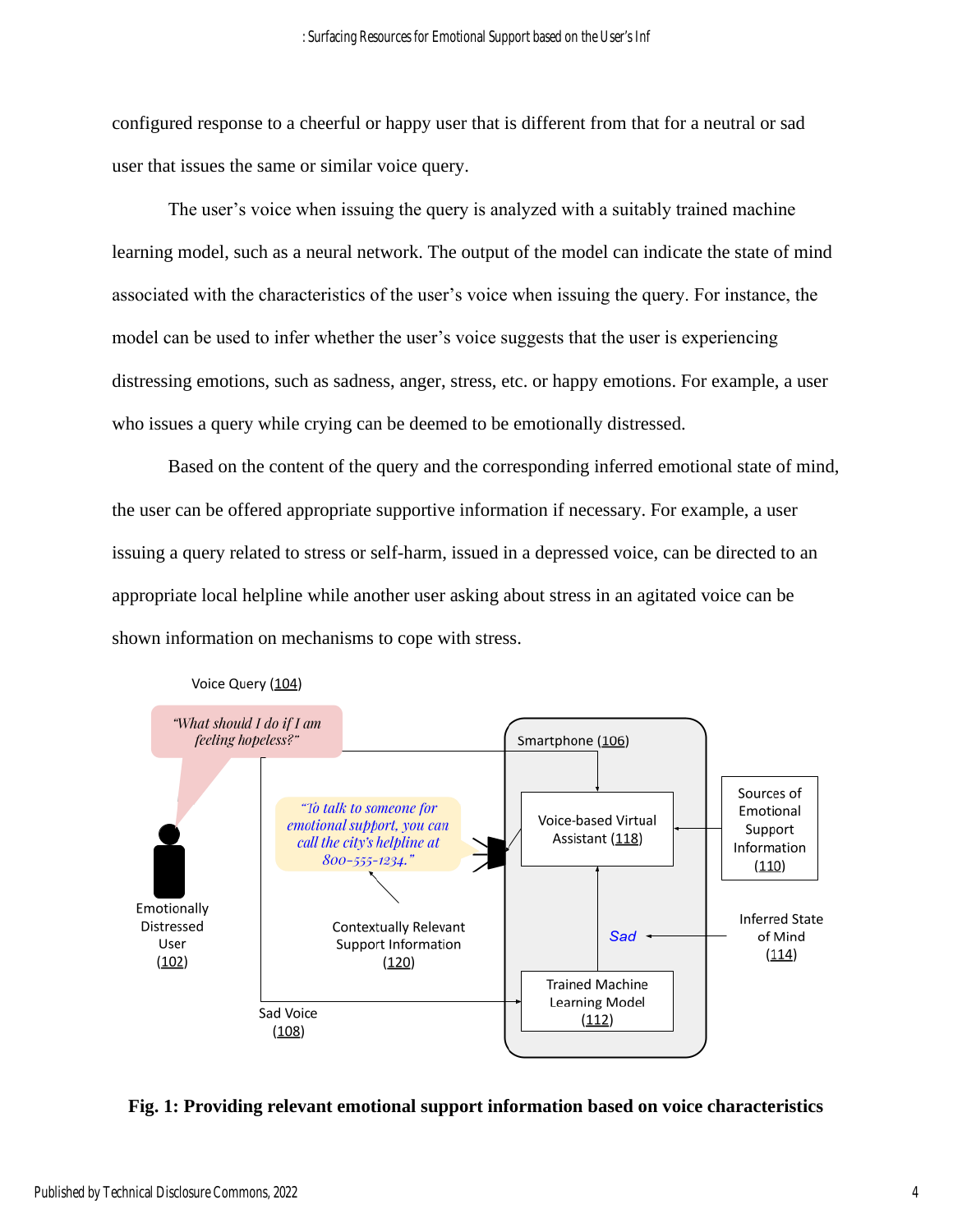configured response to a cheerful or happy user that is different from that for a neutral or sad user that issues the same or similar voice query.

The user's voice when issuing the query is analyzed with a suitably trained machine learning model, such as a neural network. The output of the model can indicate the state of mind associated with the characteristics of the user's voice when issuing the query. For instance, the model can be used to infer whether the user's voice suggests that the user is experiencing distressing emotions, such as sadness, anger, stress, etc. or happy emotions. For example, a user who issues a query while crying can be deemed to be emotionally distressed.

Based on the content of the query and the corresponding inferred emotional state of mind, the user can be offered appropriate supportive information if necessary. For example, a user issuing a query related to stress or self-harm, issued in a depressed voice, can be directed to an appropriate local helpline while another user asking about stress in an agitated voice can be shown information on mechanisms to cope with stress.

**Fig. 1: Providing relevant emotional support information based on voice characteristics**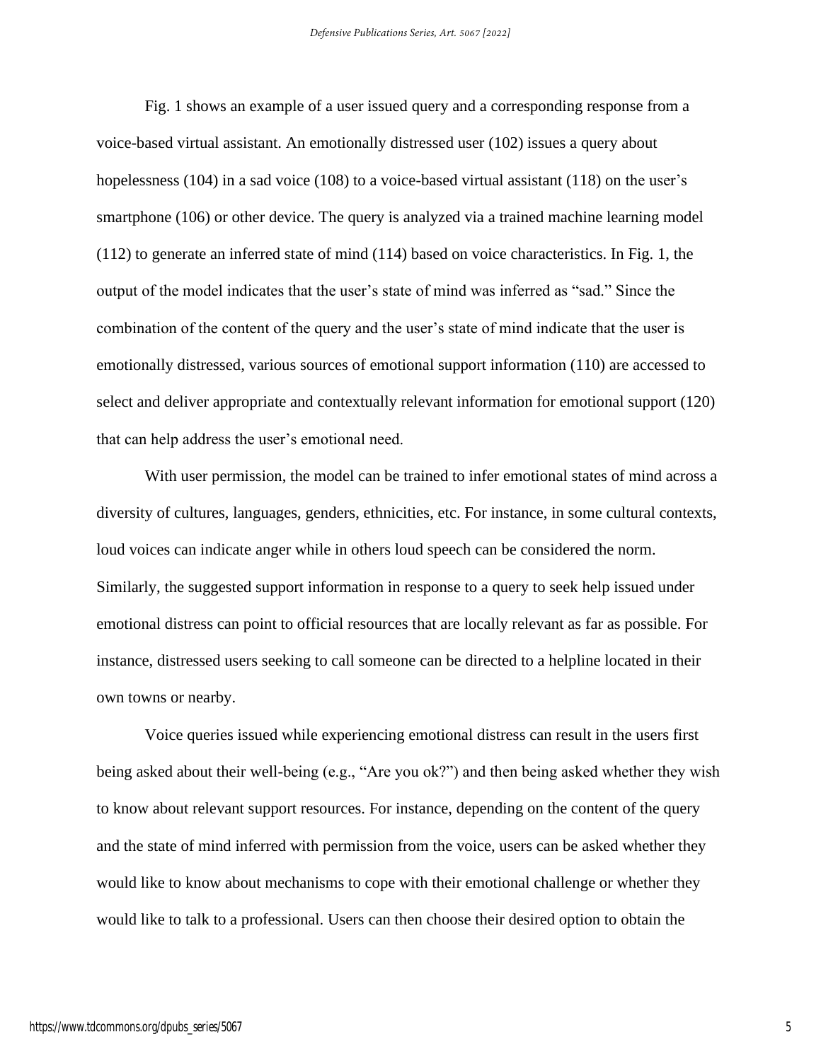Fig. 1 shows an example of a user issued query and a corresponding response from a voice-based virtual assistant. An emotionally distressed user (102) issues a query about hopelessness (104) in a sad voice (108) to a voice-based virtual assistant (118) on the user's smartphone (106) or other device. The query is analyzed via a trained machine learning model (112) to generate an inferred state of mind (114) based on voice characteristics. In Fig. 1, the output of the model indicates that the user's state of mind was inferred as "sad." Since the combination of the content of the query and the user's state of mind indicate that the user is emotionally distressed, various sources of emotional support information (110) are accessed to select and deliver appropriate and contextually relevant information for emotional support (120) that can help address the user's emotional need.

With user permission, the model can be trained to infer emotional states of mind across a diversity of cultures, languages, genders, ethnicities, etc. For instance, in some cultural contexts, loud voices can indicate anger while in others loud speech can be considered the norm. Similarly, the suggested support information in response to a query to seek help issued under emotional distress can point to official resources that are locally relevant as far as possible. For instance, distressed users seeking to call someone can be directed to a helpline located in their own towns or nearby.

Voice queries issued while experiencing emotional distress can result in the users first being asked about their well-being (e.g., "Are you ok?") and then being asked whether they wish to know about relevant support resources. For instance, depending on the content of the query and the state of mind inferred with permission from the voice, users can be asked whether they would like to know about mechanisms to cope with their emotional challenge or whether they would like to talk to a professional. Users can then choose their desired option to obtain the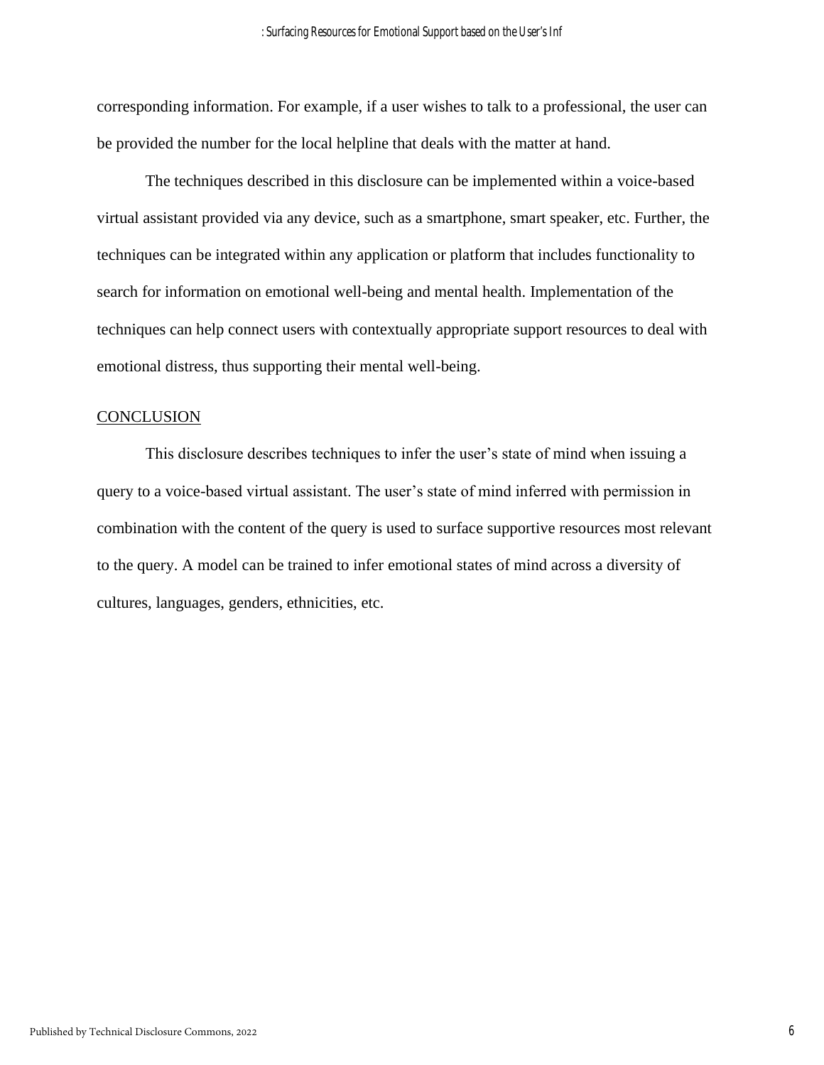corresponding information. For example, if a user wishes to talk to a professional, the user can be provided the number for the local helpline that deals with the matter at hand.

The techniques described in this disclosure can be implemented within a voice-based virtual assistant provided via any device, such as a smartphone, smart speaker, etc. Further, the techniques can be integrated within any application or platform that includes functionality to search for information on emotional well-being and mental health. Implementation of the techniques can help connect users with contextually appropriate support resources to deal with emotional distress, thus supporting their mental well-being.

## CONCLUSION

This disclosure describes techniques to infer the user's state of mind when issuing a query to a voice-based virtual assistant. The user's state of mind inferred with permission in combination with the content of the query is used to surface supportive resources most relevant to the query. A model can be trained to infer emotional states of mind across a diversity of cultures, languages, genders, ethnicities, etc.